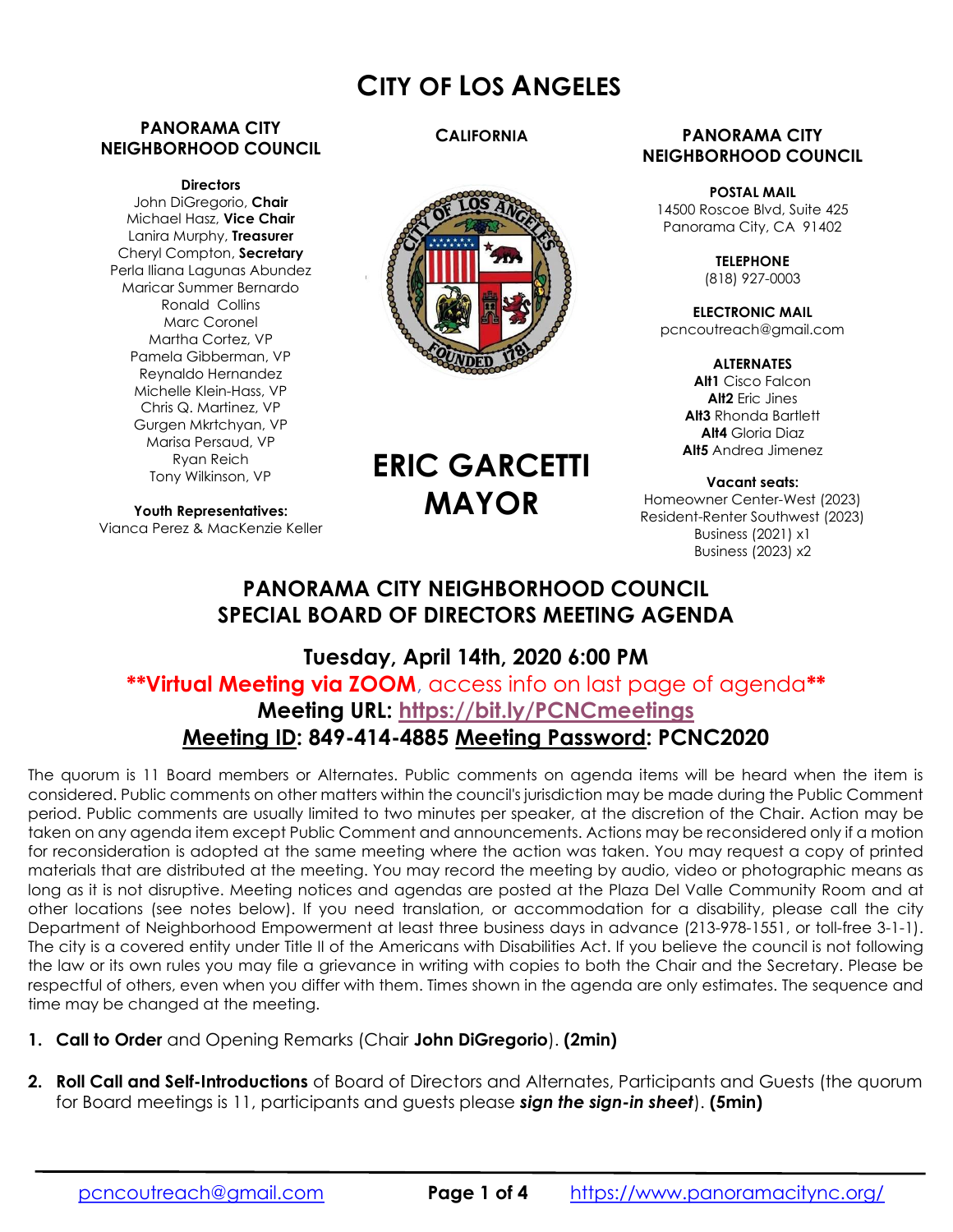# CITY OF LOS ANGELES

**PANORAMA CITY NEIGHBORHOOD COUNCIL**

**Directors**
John DiGregorio, **Chair**
Michael Hasz, **Vice Chair**
Lanira Murphy, **Treasurer**
Cheryl Compton, **Secretary**
Perla Iliana Lagunas Abundez
Maricar Summer Bernardo
Ronald Collins
Marc Coronel
Martha Cortez, VP
Pamela Gibberman, VP
Reynaldo Hernandez
Michelle Klein-Hass, VP
Chris Q. Martinez, VP
Gurgen Mkrtchyan, VP
Marisa Persaud, VP
Ryan Reich
Tony Wilkinson, VP

**Youth Representatives:**
Vianca Perez & MacKenzie Keller

**CALIFORNIA**

**ERIC GARCETTI MAYOR**

**PANORAMA CITY NEIGHBORHOOD COUNCIL**

**POSTAL MAIL**
14500 Roscoe Blvd, Suite 425
Panorama City, CA 91402

**TELEPHONE**
(818) 927-0003

**ELECTRONIC MAIL**
pcncoutreach@gmail.com

**ALTERNATES**
**Alt1** Cisco Falcon
**Alt2** Eric Jines
**Alt3** Rhonda Bartlett
**Alt4** Gloria Diaz
**Alt5** Andrea Jimenez

**Vacant seats:**
Homeowner Center-West (2023)
Resident-Renter Southwest (2023)
Business (2021) x1
Business (2023) x2

## PANORAMA CITY NEIGHBORHOOD COUNCIL SPECIAL BOARD OF DIRECTORS MEETING AGENDA

### Tuesday, April 14th, 2020 6:00 PM

**\*\*Virtual Meeting via ZOOM**, access info on last page of agenda**\*\***

**Meeting URL: https://bit.ly/PCNCmeetings**

**Meeting ID: 849-414-4885 Meeting Password: PCNC2020**

The quorum is 11 Board members or Alternates. Public comments on agenda items will be heard when the item is considered. Public comments on other matters within the council's jurisdiction may be made during the Public Comment period. Public comments are usually limited to two minutes per speaker, at the discretion of the Chair. Action may be taken on any agenda item except Public Comment and announcements. Actions may be reconsidered only if a motion for reconsideration is adopted at the same meeting where the action was taken. You may request a copy of printed materials that are distributed at the meeting. You may record the meeting by audio, video or photographic means as long as it is not disruptive. Meeting notices and agendas are posted at the Plaza Del Valle Community Room and at other locations (see notes below). If you need translation, or accommodation for a disability, please call the city Department of Neighborhood Empowerment at least three business days in advance (213-978-1551, or toll-free 3-1-1). The city is a covered entity under Title II of the Americans with Disabilities Act. If you believe the council is not following the law or its own rules you may file a grievance in writing with copies to both the Chair and the Secretary. Please be respectful of others, even when you differ with them. Times shown in the agenda are only estimates. The sequence and time may be changed at the meeting.

1. **Call to Order** and Opening Remarks (Chair **John DiGregorio**). **(2min)**

2. **Roll Call and Self-Introductions** of Board of Directors and Alternates, Participants and Guests (the quorum for Board meetings is 11, participants and guests please ***sign the sign-in sheet***). **(5min)**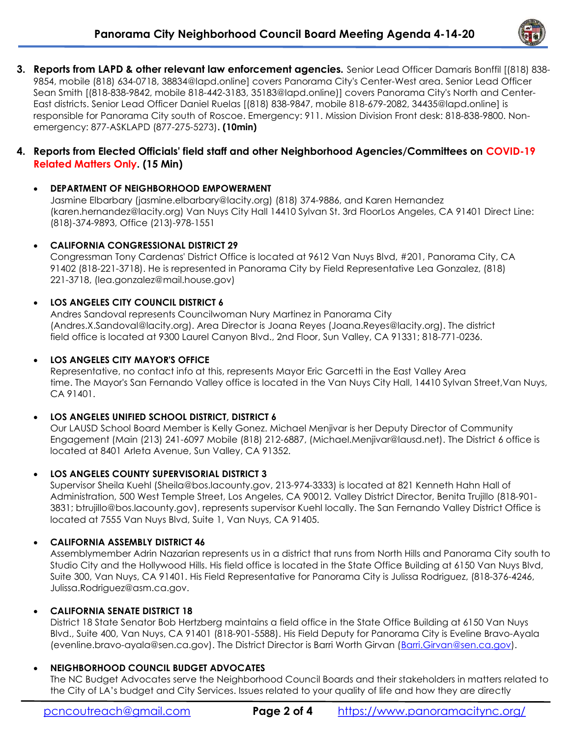3. **Reports from LAPD & other relevant law enforcement agencies.** Senior Lead Officer Damaris Bonffil [(818) 838-9854, mobile (818) 634-0718, 38834@lapd.online] covers Panorama City's Center-West area. Senior Lead Officer Sean Smith [(818-838-9842, mobile 818-442-3183, 35183@lapd.online)] covers Panorama City's North and Center-East districts. Senior Lead Officer Daniel Ruelas [(818) 838-9847, mobile 818-679-2082, 34435@lapd.online] is responsible for Panorama City south of Roscoe. Emergency: 911. Mission Division Front desk: 818-838-9800. Non-emergency: 877-ASKLAPD (877-275-5273). **(10min)**

4. **Reports from Elected Officials' field staff and other Neighborhood Agencies/Committees on COVID-19 Related Matters Only. (15 Min)**

   - **DEPARTMENT OF NEIGHBORHOOD EMPOWERMENT**
     Jasmine Elbarbary (jasmine.elbarbary@lacity.org) (818) 374-9886, and Karen Hernandez (karen.hernandez@lacity.org) Van Nuys City Hall 14410 Sylvan St. 3rd FloorLos Angeles, CA 91401 Direct Line: (818)-374-9893, Office (213)-978-1551

   - **CALIFORNIA CONGRESSIONAL DISTRICT 29**
     Congressman Tony Cardenas' District Office is located at 9612 Van Nuys Blvd, #201, Panorama City, CA 91402 (818-221-3718). He is represented in Panorama City by Field Representative Lea Gonzalez, (818) 221-3718, (lea.gonzalez@mail.house.gov)

   - **LOS ANGELES CITY COUNCIL DISTRICT 6**
     Andres Sandoval represents Councilwoman Nury Martinez in Panorama City (Andres.X.Sandoval@lacity.org). Area Director is Joana Reyes (Joana.Reyes@lacity.org). The district field office is located at 9300 Laurel Canyon Blvd., 2nd Floor, Sun Valley, CA 91331; 818-771-0236.

   - **LOS ANGELES CITY MAYOR'S OFFICE**
     Representative, no contact info at this, represents Mayor Eric Garcetti in the East Valley Area time. The Mayor's San Fernando Valley office is located in the Van Nuys City Hall, 14410 Sylvan Street,Van Nuys, CA 91401.

   - **LOS ANGELES UNIFIED SCHOOL DISTRICT, DISTRICT 6**
     Our LAUSD School Board Member is Kelly Gonez. Michael Menjivar is her Deputy Director of Community Engagement (Main (213) 241-6097 Mobile (818) 212-6887, (Michael.Menjivar@lausd.net). The District 6 office is located at 8401 Arleta Avenue, Sun Valley, CA 91352.

   - **LOS ANGELES COUNTY SUPERVISORIAL DISTRICT 3**
     Supervisor Sheila Kuehl (Sheila@bos.lacounty.gov, 213-974-3333) is located at 821 Kenneth Hahn Hall of Administration, 500 West Temple Street, Los Angeles, CA 90012. Valley District Director, Benita Trujillo (818-901-3831; btrujillo@bos.lacounty.gov), represents supervisor Kuehl locally. The San Fernando Valley District Office is located at 7555 Van Nuys Blvd, Suite 1, Van Nuys, CA 91405.

   - **CALIFORNIA ASSEMBLY DISTRICT 46**
     Assemblymember Adrin Nazarian represents us in a district that runs from North Hills and Panorama City south to Studio City and the Hollywood Hills. His field office is located in the State Office Building at 6150 Van Nuys Blvd, Suite 300, Van Nuys, CA 91401. His Field Representative for Panorama City is Julissa Rodriguez, (818-376-4246, Julissa.Rodriguez@asm.ca.gov.

   - **CALIFORNIA SENATE DISTRICT 18**
     District 18 State Senator Bob Hertzberg maintains a field office in the State Office Building at 6150 Van Nuys Blvd., Suite 400, Van Nuys, CA 91401 (818-901-5588). His Field Deputy for Panorama City is Eveline Bravo-Ayala (evenline.bravo-ayala@sen.ca.gov). The District Director is Barri Worth Girvan (Barri.Girvan@sen.ca.gov).

   - **NEIGHBORHOOD COUNCIL BUDGET ADVOCATES**
     The NC Budget Advocates serve the Neighborhood Council Boards and their stakeholders in matters related to the City of LA's budget and City Services. Issues related to your quality of life and how they are directly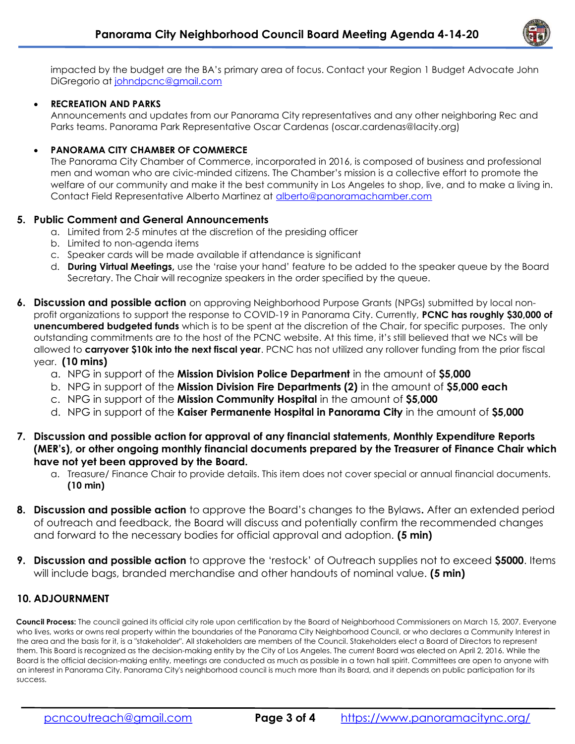impacted by the budget are the BA's primary area of focus. Contact your Region 1 Budget Advocate John DiGregorio at johndpcnc@gmail.com

- **RECREATION AND PARKS**
  Announcements and updates from our Panorama City representatives and any other neighboring Rec and Parks teams. Panorama Park Representative Oscar Cardenas (oscar.cardenas@lacity.org)

- **PANORAMA CITY CHAMBER OF COMMERCE**
  The Panorama City Chamber of Commerce, incorporated in 2016, is composed of business and professional men and woman who are civic-minded citizens. The Chamber's mission is a collective effort to promote the welfare of our community and make it the best community in Los Angeles to shop, live, and to make a living in. Contact Field Representative Alberto Martinez at alberto@panoramachamber.com

5. **Public Comment and General Announcements**
   a. Limited from 2-5 minutes at the discretion of the presiding officer
   b. Limited to non-agenda items
   c. Speaker cards will be made available if attendance is significant
   d. **During Virtual Meetings,** use the 'raise your hand' feature to be added to the speaker queue by the Board Secretary. The Chair will recognize speakers in the order specified by the queue.

6. **Discussion and possible action** on approving Neighborhood Purpose Grants (NPGs) submitted by local non-profit organizations to support the response to COVID-19 in Panorama City. Currently, **PCNC has roughly $30,000 of unencumbered budgeted funds** which is to be spent at the discretion of the Chair, for specific purposes. The only outstanding commitments are to the host of the PCNC website. At this time, it's still believed that we NCs will be allowed to **carryover $10k into the next fiscal year**. PCNC has not utilized any rollover funding from the prior fiscal year. **(10 mins)**
   a. NPG in support of the **Mission Division Police Department** in the amount of **$5,000**
   b. NPG in support of the **Mission Division Fire Departments (2)** in the amount of **$5,000 each**
   c. NPG in support of the **Mission Community Hospital** in the amount of **$5,000**
   d. NPG in support of the **Kaiser Permanente Hospital in Panorama City** in the amount of **$5,000**

7. **Discussion and possible action for approval of any financial statements, Monthly Expenditure Reports (MER's), or other ongoing monthly financial documents prepared by the Treasurer of Finance Chair which have not yet been approved by the Board.**
   a. Treasure/ Finance Chair to provide details. This item does not cover special or annual financial documents. **(10 min)**

8. **Discussion and possible action** to approve the Board's changes to the Bylaws**.** After an extended period of outreach and feedback, the Board will discuss and potentially confirm the recommended changes and forward to the necessary bodies for official approval and adoption. **(5 min)**

9. **Discussion and possible action** to approve the 'restock' of Outreach supplies not to exceed **$5000**. Items will include bags, branded merchandise and other handouts of nominal value. **(5 min)**

**10. ADJOURNMENT**

**Council Process:** The council gained its official city role upon certification by the Board of Neighborhood Commissioners on March 15, 2007. Everyone who lives, works or owns real property within the boundaries of the Panorama City Neighborhood Council, or who declares a Community Interest in the area and the basis for it, is a "stakeholder". All stakeholders are members of the Council. Stakeholders elect a Board of Directors to represent them. This Board is recognized as the decision-making entity by the City of Los Angeles. The current Board was elected on April 2, 2016. While the Board is the official decision-making entity, meetings are conducted as much as possible in a town hall spirit. Committees are open to anyone with an interest in Panorama City. Panorama City's neighborhood council is much more than its Board, and it depends on public participation for its success.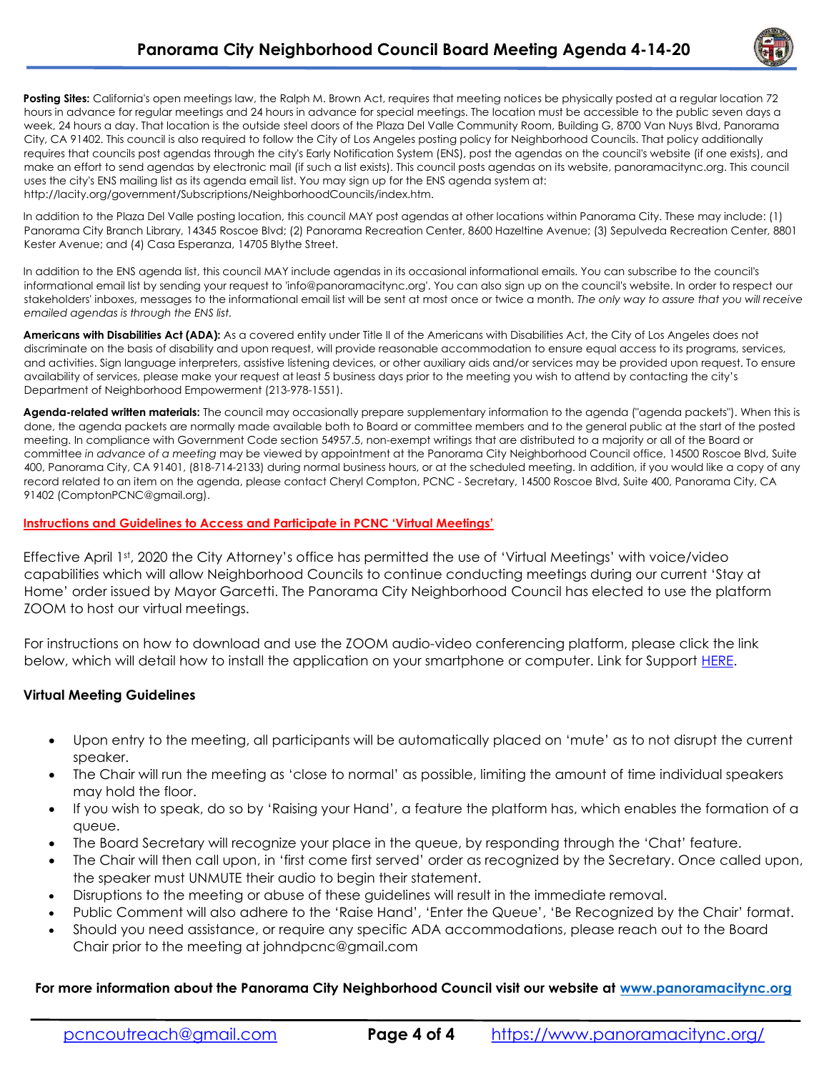**Posting Sites:** California's open meetings law, the Ralph M. Brown Act, requires that meeting notices be physically posted at a regular location 72 hours in advance for regular meetings and 24 hours in advance for special meetings. The location must be accessible to the public seven days a week, 24 hours a day. That location is the outside steel doors of the Plaza Del Valle Community Room, Building G, 8700 Van Nuys Blvd, Panorama City, CA 91402. This council is also required to follow the City of Los Angeles posting policy for Neighborhood Councils. That policy additionally requires that councils post agendas through the city's Early Notification System (ENS), post the agendas on the council's website (if one exists), and make an effort to send agendas by electronic mail (if such a list exists). This council posts agendas on its website, panoramacitync.org. This council uses the city's ENS mailing list as its agenda email list. You may sign up for the ENS agenda system at: http://lacity.org/government/Subscriptions/NeighborhoodCouncils/index.htm.

In addition to the Plaza Del Valle posting location, this council MAY post agendas at other locations within Panorama City. These may include: (1) Panorama City Branch Library, 14345 Roscoe Blvd; (2) Panorama Recreation Center, 8600 Hazeltine Avenue; (3) Sepulveda Recreation Center, 8801 Kester Avenue; and (4) Casa Esperanza, 14705 Blythe Street.

In addition to the ENS agenda list, this council MAY include agendas in its occasional informational emails. You can subscribe to the council's informational email list by sending your request to 'info@panoramacitync.org'. You can also sign up on the council's website. In order to respect our stakeholders' inboxes, messages to the informational email list will be sent at most once or twice a month. *The only way to assure that you will receive emailed agendas is through the ENS list.*

**Americans with Disabilities Act (ADA):** As a covered entity under Title II of the Americans with Disabilities Act, the City of Los Angeles does not discriminate on the basis of disability and upon request, will provide reasonable accommodation to ensure equal access to its programs, services, and activities. Sign language interpreters, assistive listening devices, or other auxiliary aids and/or services may be provided upon request. To ensure availability of services, please make your request at least 5 business days prior to the meeting you wish to attend by contacting the city's Department of Neighborhood Empowerment (213-978-1551).

**Agenda-related written materials:** The council may occasionally prepare supplementary information to the agenda ("agenda packets"). When this is done, the agenda packets are normally made available both to Board or committee members and to the general public at the start of the posted meeting. In compliance with Government Code section 54957.5, non-exempt writings that are distributed to a majority or all of the Board or committee *in advance of a meeting* may be viewed by appointment at the Panorama City Neighborhood Council office, 14500 Roscoe Blvd, Suite 400, Panorama City, CA 91401, (818-714-2133) during normal business hours, or at the scheduled meeting. In addition, if you would like a copy of any record related to an item on the agenda, please contact Cheryl Compton, PCNC - Secretary, 14500 Roscoe Blvd, Suite 400, Panorama City, CA 91402 (ComptonPCNC@gmail.org).

**Instructions and Guidelines to Access and Participate in PCNC 'Virtual Meetings'**

Effective April 1st, 2020 the City Attorney's office has permitted the use of 'Virtual Meetings' with voice/video capabilities which will allow Neighborhood Councils to continue conducting meetings during our current 'Stay at Home' order issued by Mayor Garcetti. The Panorama City Neighborhood Council has elected to use the platform ZOOM to host our virtual meetings.

For instructions on how to download and use the ZOOM audio-video conferencing platform, please click the link below, which will detail how to install the application on your smartphone or computer. Link for Support HERE.

**Virtual Meeting Guidelines**

- Upon entry to the meeting, all participants will be automatically placed on 'mute' as to not disrupt the current speaker.
- The Chair will run the meeting as 'close to normal' as possible, limiting the amount of time individual speakers may hold the floor.
- If you wish to speak, do so by 'Raising your Hand', a feature the platform has, which enables the formation of a queue.
- The Board Secretary will recognize your place in the queue, by responding through the 'Chat' feature.
- The Chair will then call upon, in 'first come first served' order as recognized by the Secretary. Once called upon, the speaker must UNMUTE their audio to begin their statement.
- Disruptions to the meeting or abuse of these guidelines will result in the immediate removal.
- Public Comment will also adhere to the 'Raise Hand', 'Enter the Queue', 'Be Recognized by the Chair' format.
- Should you need assistance, or require any specific ADA accommodations, please reach out to the Board Chair prior to the meeting at johndpcnc@gmail.com

**For more information about the Panorama City Neighborhood Council visit our website at www.panoramacitync.org**